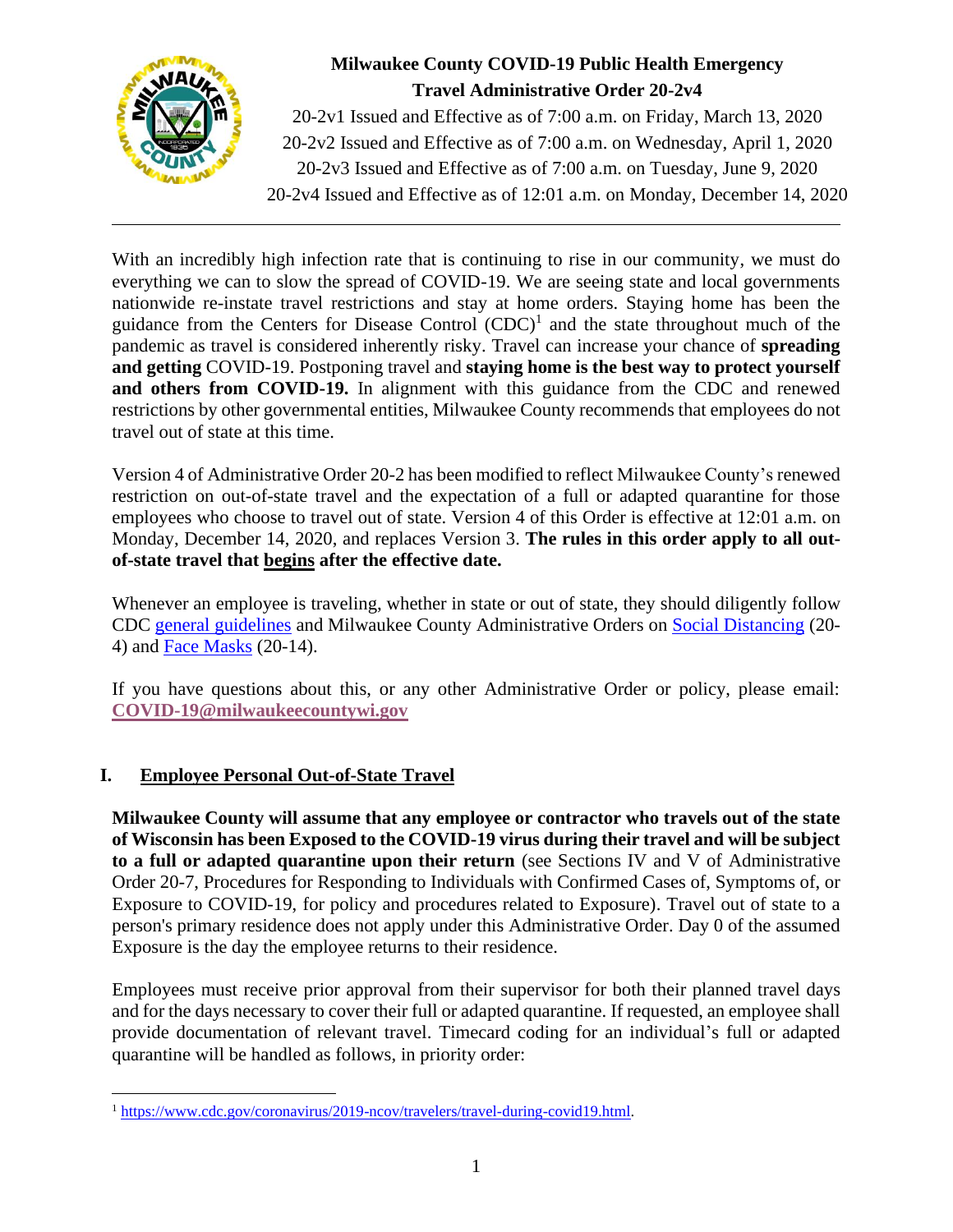# Milwaukee County COVID-19 Public Health Emergency Travel Administrative Order 20-2v4

20-2v1 Issued and Effective as of 7:00 a.m. on Friday, March 13, 2020
20-2v2 Issued and Effective as of 7:00 a.m. on Wednesday, April 1, 2020
20-2v3 Issued and Effective as of 7:00 a.m. on Tuesday, June 9, 2020
20-2v4 Issued and Effective as of 12:01 a.m. on Monday, December 14, 2020

---

With an incredibly high infection rate that is continuing to rise in our community, we must do everything we can to slow the spread of COVID-19. We are seeing state and local governments nationwide re-instate travel restrictions and stay at home orders. Staying home has been the guidance from the Centers for Disease Control (CDC)[1] and the state throughout much of the pandemic as travel is considered inherently risky. Travel can increase your chance of **spreading and getting** COVID-19. Postponing travel and **staying home is the best way to protect yourself and others from COVID-19.** In alignment with this guidance from the CDC and renewed restrictions by other governmental entities, Milwaukee County recommends that employees do not travel out of state at this time.

Version 4 of Administrative Order 20-2 has been modified to reflect Milwaukee County's renewed restriction on out-of-state travel and the expectation of a full or adapted quarantine for those employees who choose to travel out of state. Version 4 of this Order is effective at 12:01 a.m. on Monday, December 14, 2020, and replaces Version 3. **The rules in this order apply to all out-of-state travel that <u>begins</u> after the effective date.**

Whenever an employee is traveling, whether in state or out of state, they should diligently follow CDC general guidelines and Milwaukee County Administrative Orders on Social Distancing (20-4) and Face Masks (20-14).

If you have questions about this, or any other Administrative Order or policy, please email: **COVID-19@milwaukeecountywi.gov**

## I. Employee Personal Out-of-State Travel

**Milwaukee County will assume that any employee or contractor who travels out of the state of Wisconsin has been Exposed to the COVID-19 virus during their travel and will be subject to a full or adapted quarantine upon their return** (see Sections IV and V of Administrative Order 20-7, Procedures for Responding to Individuals with Confirmed Cases of, Symptoms of, or Exposure to COVID-19, for policy and procedures related to Exposure). Travel out of state to a person's primary residence does not apply under this Administrative Order. Day 0 of the assumed Exposure is the day the employee returns to their residence.

Employees must receive prior approval from their supervisor for both their planned travel days and for the days necessary to cover their full or adapted quarantine. If requested, an employee shall provide documentation of relevant travel. Timecard coding for an individual's full or adapted quarantine will be handled as follows, in priority order:

---

[1] https://www.cdc.gov/coronavirus/2019-ncov/travelers/travel-during-covid19.html.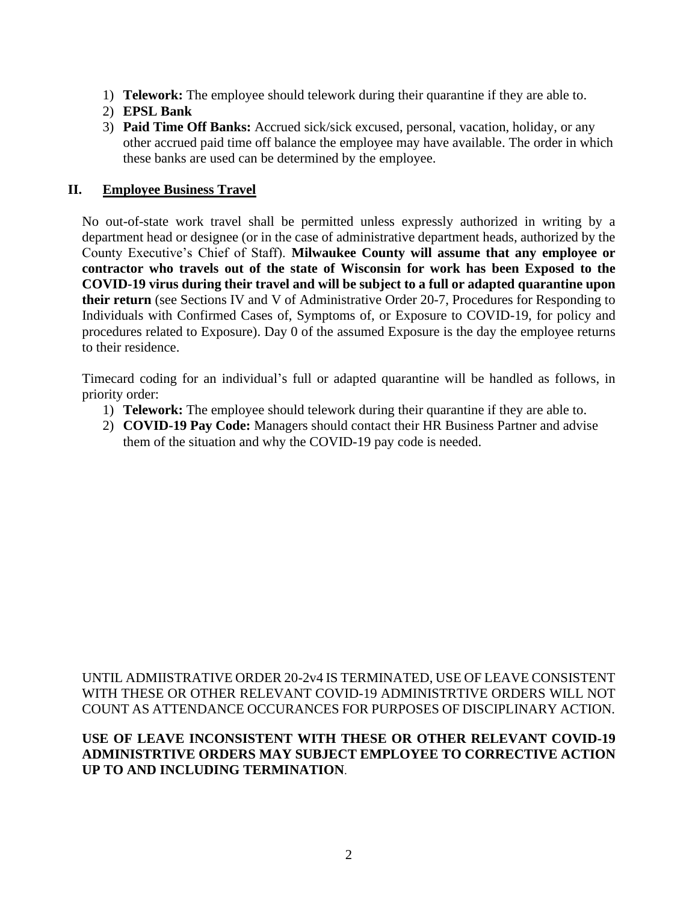1) **Telework:** The employee should telework during their quarantine if they are able to.
2) **EPSL Bank**
3) **Paid Time Off Banks:** Accrued sick/sick excused, personal, vacation, holiday, or any other accrued paid time off balance the employee may have available. The order in which these banks are used can be determined by the employee.

## II. Employee Business Travel

No out-of-state work travel shall be permitted unless expressly authorized in writing by a department head or designee (or in the case of administrative department heads, authorized by the County Executive's Chief of Staff). **Milwaukee County will assume that any employee or contractor who travels out of the state of Wisconsin for work has been Exposed to the COVID-19 virus during their travel and will be subject to a full or adapted quarantine upon their return** (see Sections IV and V of Administrative Order 20-7, Procedures for Responding to Individuals with Confirmed Cases of, Symptoms of, or Exposure to COVID-19, for policy and procedures related to Exposure). Day 0 of the assumed Exposure is the day the employee returns to their residence.

Timecard coding for an individual's full or adapted quarantine will be handled as follows, in priority order:

1) **Telework:** The employee should telework during their quarantine if they are able to.
2) **COVID-19 Pay Code:** Managers should contact their HR Business Partner and advise them of the situation and why the COVID-19 pay code is needed.

UNTIL ADMIISTRATIVE ORDER 20-2v4 IS TERMINATED, USE OF LEAVE CONSISTENT WITH THESE OR OTHER RELEVANT COVID-19 ADMINISTRTIVE ORDERS WILL NOT COUNT AS ATTENDANCE OCCURANCES FOR PURPOSES OF DISCIPLINARY ACTION.

**USE OF LEAVE INCONSISTENT WITH THESE OR OTHER RELEVANT COVID-19 ADMINISTRTIVE ORDERS MAY SUBJECT EMPLOYEE TO CORRECTIVE ACTION UP TO AND INCLUDING TERMINATION**.